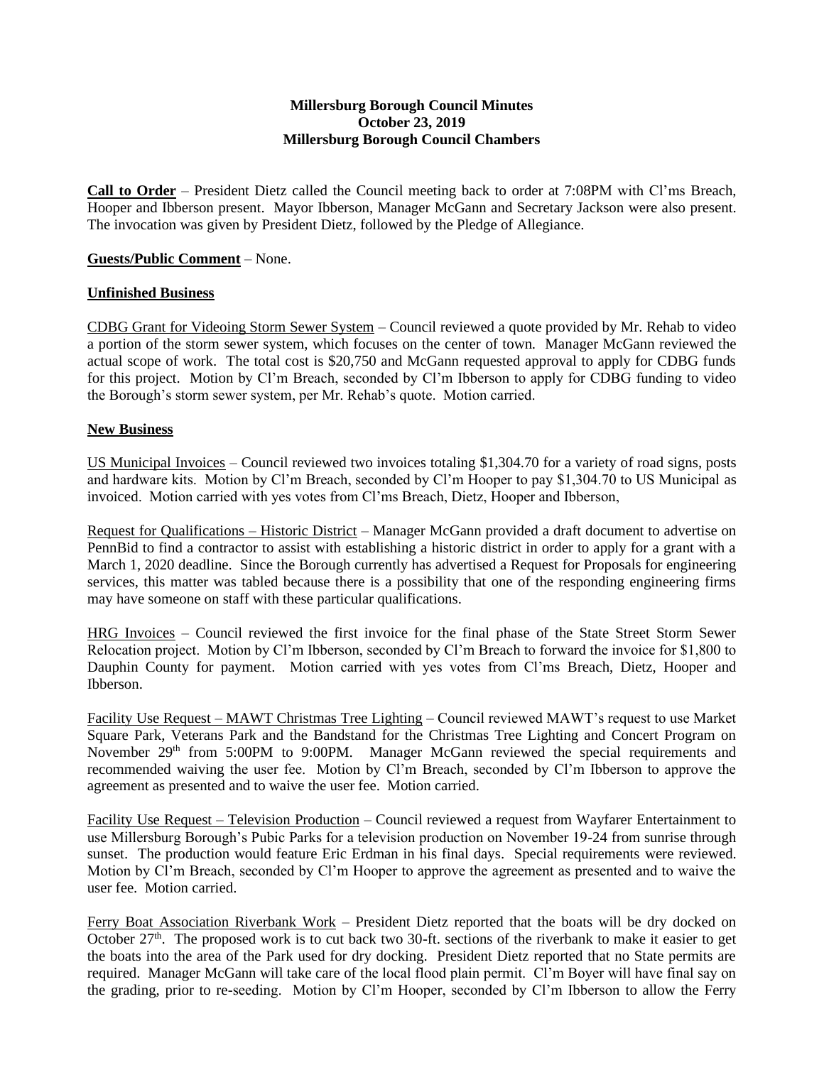**Millersburg Borough Council Minutes**
**October 23, 2019**
**Millersburg Borough Council Chambers**

**Call to Order** – President Dietz called the Council meeting back to order at 7:08PM with Cl'ms Breach, Hooper and Ibberson present. Mayor Ibberson, Manager McGann and Secretary Jackson were also present. The invocation was given by President Dietz, followed by the Pledge of Allegiance.

**Guests/Public Comment** – None.

**Unfinished Business**

CDBG Grant for Videoing Storm Sewer System – Council reviewed a quote provided by Mr. Rehab to video a portion of the storm sewer system, which focuses on the center of town. Manager McGann reviewed the actual scope of work. The total cost is $20,750 and McGann requested approval to apply for CDBG funds for this project. Motion by Cl'm Breach, seconded by Cl'm Ibberson to apply for CDBG funding to video the Borough's storm sewer system, per Mr. Rehab's quote. Motion carried.

**New Business**

US Municipal Invoices – Council reviewed two invoices totaling $1,304.70 for a variety of road signs, posts and hardware kits. Motion by Cl'm Breach, seconded by Cl'm Hooper to pay $1,304.70 to US Municipal as invoiced. Motion carried with yes votes from Cl'ms Breach, Dietz, Hooper and Ibberson,

Request for Qualifications – Historic District – Manager McGann provided a draft document to advertise on PennBid to find a contractor to assist with establishing a historic district in order to apply for a grant with a March 1, 2020 deadline. Since the Borough currently has advertised a Request for Proposals for engineering services, this matter was tabled because there is a possibility that one of the responding engineering firms may have someone on staff with these particular qualifications.

HRG Invoices – Council reviewed the first invoice for the final phase of the State Street Storm Sewer Relocation project. Motion by Cl'm Ibberson, seconded by Cl'm Breach to forward the invoice for $1,800 to Dauphin County for payment. Motion carried with yes votes from Cl'ms Breach, Dietz, Hooper and Ibberson.

Facility Use Request – MAWT Christmas Tree Lighting – Council reviewed MAWT's request to use Market Square Park, Veterans Park and the Bandstand for the Christmas Tree Lighting and Concert Program on November 29th from 5:00PM to 9:00PM. Manager McGann reviewed the special requirements and recommended waiving the user fee. Motion by Cl'm Breach, seconded by Cl'm Ibberson to approve the agreement as presented and to waive the user fee. Motion carried.

Facility Use Request – Television Production – Council reviewed a request from Wayfarer Entertainment to use Millersburg Borough's Pubic Parks for a television production on November 19-24 from sunrise through sunset. The production would feature Eric Erdman in his final days. Special requirements were reviewed. Motion by Cl'm Breach, seconded by Cl'm Hooper to approve the agreement as presented and to waive the user fee. Motion carried.

Ferry Boat Association Riverbank Work – President Dietz reported that the boats will be dry docked on October 27th. The proposed work is to cut back two 30-ft. sections of the riverbank to make it easier to get the boats into the area of the Park used for dry docking. President Dietz reported that no State permits are required. Manager McGann will take care of the local flood plain permit. Cl'm Boyer will have final say on the grading, prior to re-seeding. Motion by Cl'm Hooper, seconded by Cl'm Ibberson to allow the Ferry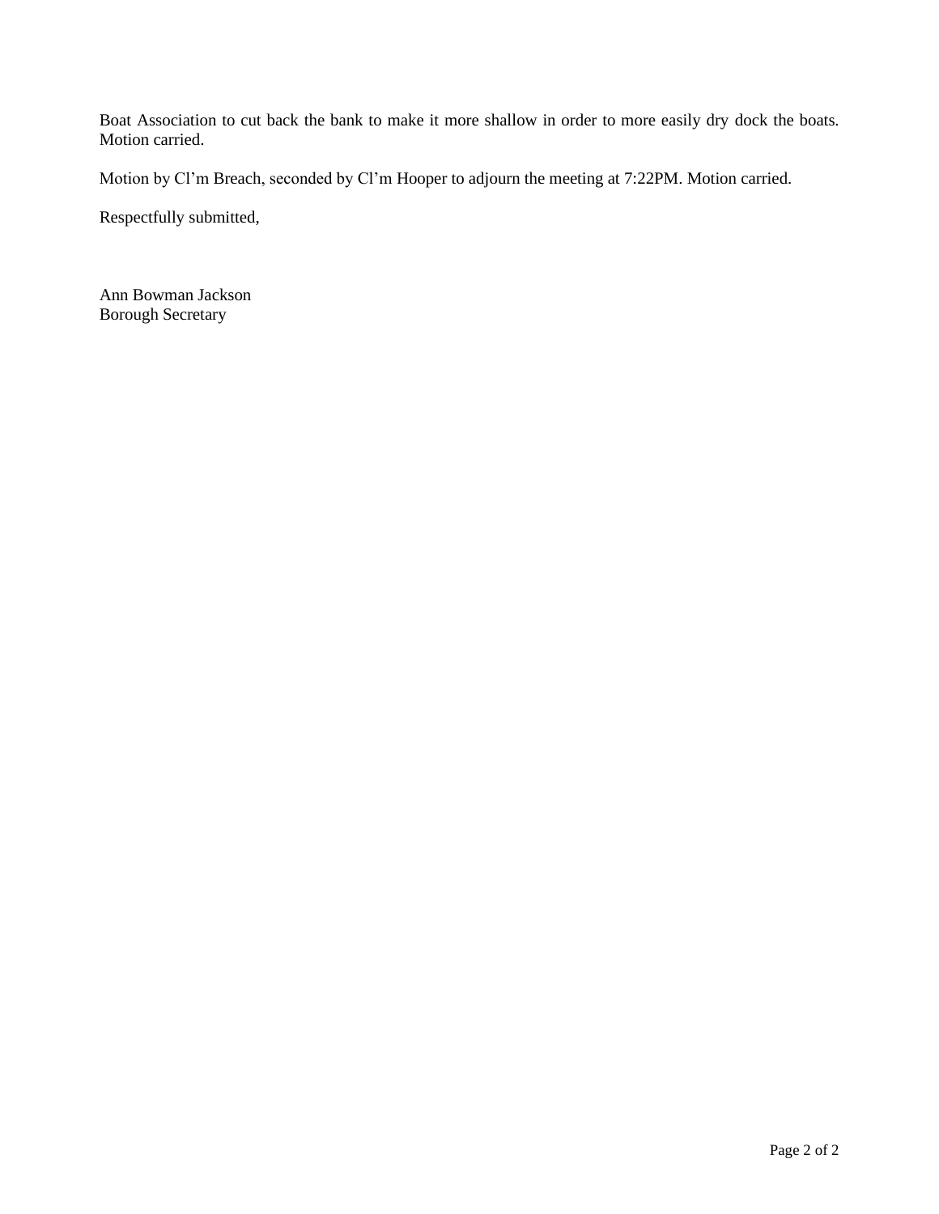Boat Association to cut back the bank to make it more shallow in order to more easily dry dock the boats. Motion carried.

Motion by Cl'm Breach, seconded by Cl'm Hooper to adjourn the meeting at 7:22PM. Motion carried.

Respectfully submitted,

Ann Bowman Jackson  
Borough Secretary